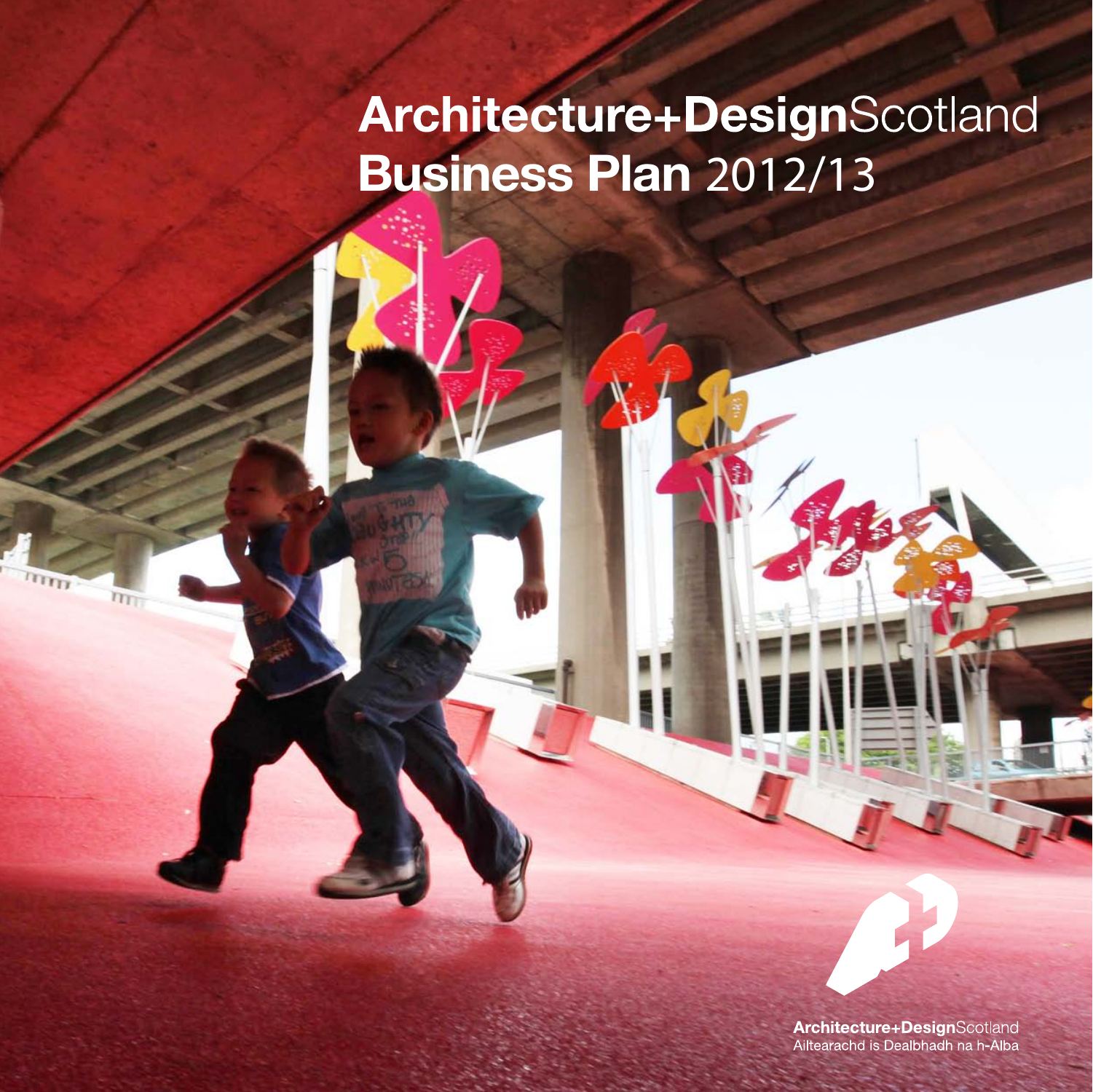# Architecture+DesignScotland Business Plan 2012/13

Architecture+DesignScotland
Ailtearachd is Dealbhadh na h-Alba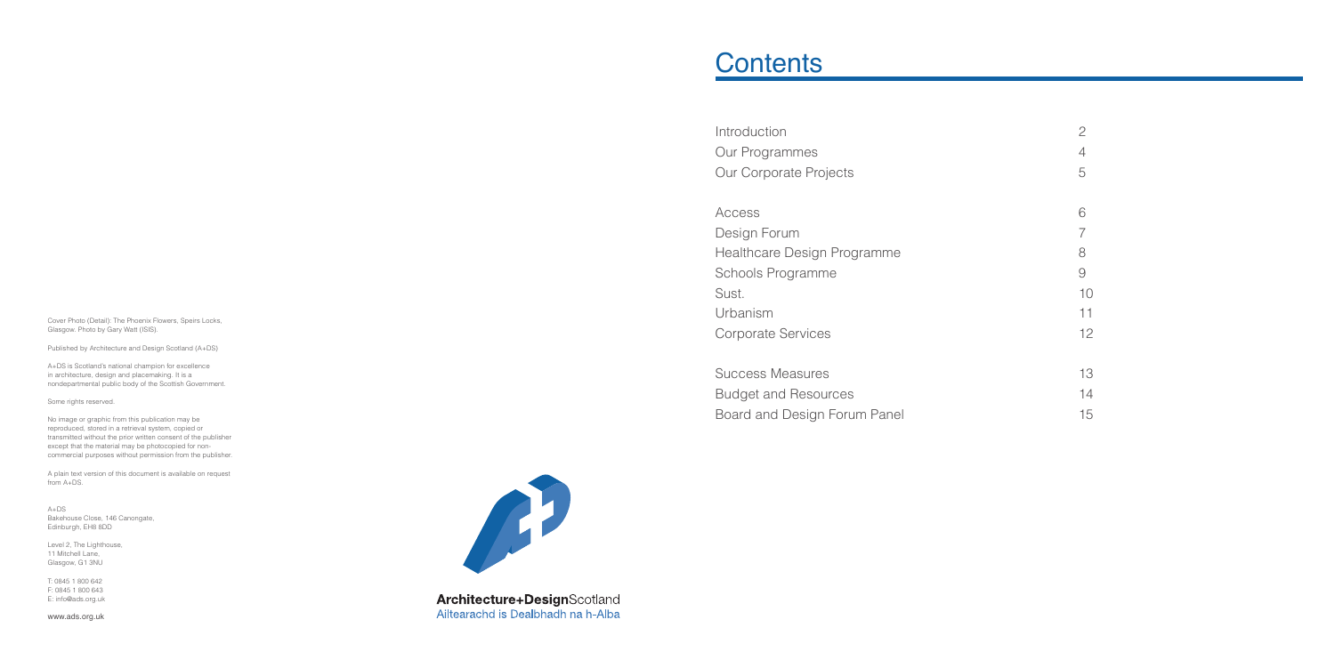Cover Photo (Detail): The Phoenix Flowers, Speirs Locks, Glasgow. Photo by Gary Watt (ISIS).

Published by Architecture and Design Scotland (A+DS)

A+DS is Scotland's national champion for excellence in architecture, design and placemaking. It is a nondepartmental public body of the Scottish Government.

Some rights reserved.

No image or graphic from this publication may be reproduced, stored in a retrieval system, copied or transmitted without the prior written consent of the publisher except that the material may be photocopied for non-commercial purposes without permission from the publisher.

A plain text version of this document is available on request from A+DS.

A+DS
Bakehouse Close, 146 Canongate,
Edinburgh, EH8 8DD

Level 2, The Lighthouse,
11 Mitchell Lane,
Glasgow, G1 3NU

T: 0845 1 800 642
F: 0845 1 800 643
E: info@ads.org.uk

www.ads.org.uk

**Architecture+Design**Scotland
Ailtearachd is Dealbhadh na h-Alba

# Contents

| | |
|---|---|
| Introduction | 2 |
| Our Programmes | 4 |
| Our Corporate Projects | 5 |
| | |
| Access | 6 |
| Design Forum | 7 |
| Healthcare Design Programme | 8 |
| Schools Programme | 9 |
| Sust. | 10 |
| Urbanism | 11 |
| Corporate Services | 12 |
| | |
| Success Measures | 13 |
| Budget and Resources | 14 |
| Board and Design Forum Panel | 15 |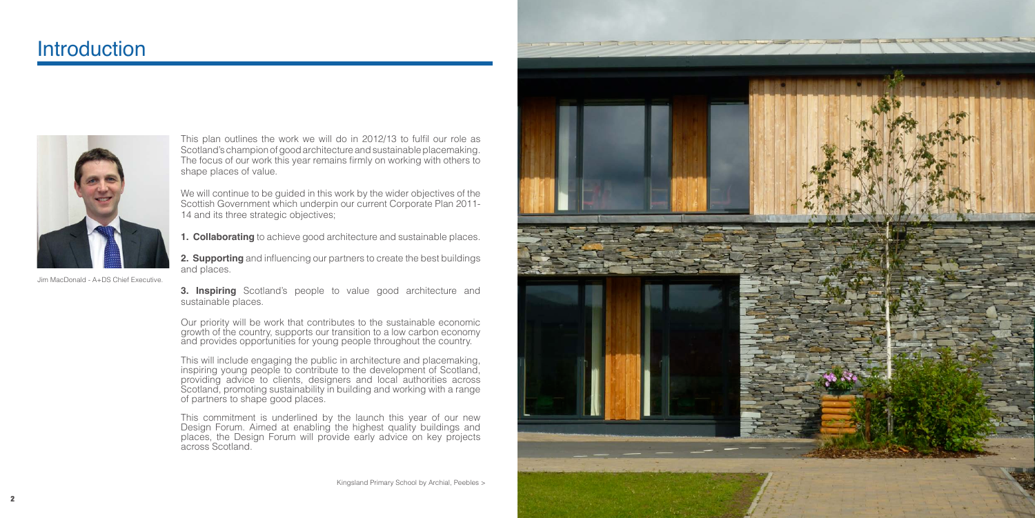# Introduction

Jim MacDonald - A+DS Chief Executive.

This plan outlines the work we will do in 2012/13 to fulfil our role as Scotland's champion of good architecture and sustainable placemaking. The focus of our work this year remains firmly on working with others to shape places of value.

We will continue to be guided in this work by the wider objectives of the Scottish Government which underpin our current Corporate Plan 2011-14 and its three strategic objectives;

**1. Collaborating** to achieve good architecture and sustainable places.

**2. Supporting** and influencing our partners to create the best buildings and places.

**3. Inspiring** Scotland's people to value good architecture and sustainable places.

Our priority will be work that contributes to the sustainable economic growth of the country, supports our transition to a low carbon economy and provides opportunities for young people throughout the country.

This will include engaging the public in architecture and placemaking, inspiring young people to contribute to the development of Scotland, providing advice to clients, designers and local authorities across Scotland, promoting sustainability in building and working with a range of partners to shape good places.

This commitment is underlined by the launch this year of our new Design Forum. Aimed at enabling the highest quality buildings and places, the Design Forum will provide early advice on key projects across Scotland.

Kingsland Primary School by Archial, Peebles >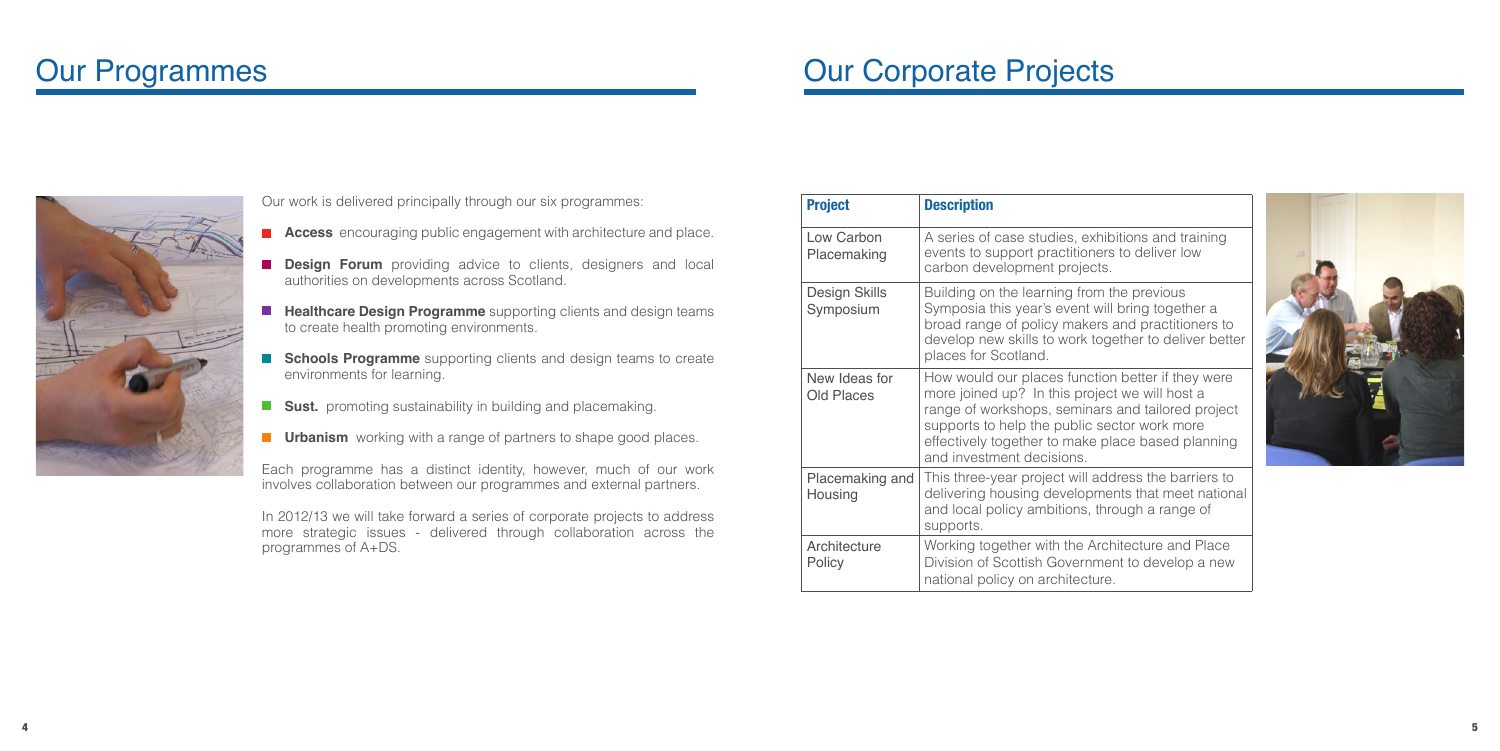# Our Programmes

Our work is delivered principally through our six programmes:

- **Access** encouraging public engagement with architecture and place.
- **Design Forum** providing advice to clients, designers and local authorities on developments across Scotland.
- **Healthcare Design Programme** supporting clients and design teams to create health promoting environments.
- **Schools Programme** supporting clients and design teams to create environments for learning.
- **Sust.** promoting sustainability in building and placemaking.
- **Urbanism** working with a range of partners to shape good places.

Each programme has a distinct identity, however, much of our work involves collaboration between our programmes and external partners.

In 2012/13 we will take forward a series of corporate projects to address more strategic issues - delivered through collaboration across the programmes of A+DS.

# Our Corporate Projects

| Project | Description |
| --- | --- |
| Low Carbon Placemaking | A series of case studies, exhibitions and training events to support practitioners to deliver low carbon development projects. |
| Design Skills Symposium | Building on the learning from the previous Symposia this year's event will bring together a broad range of policy makers and practitioners to develop new skills to work together to deliver better places for Scotland. |
| New Ideas for Old Places | How would our places function better if they were more joined up? In this project we will host a range of workshops, seminars and tailored project supports to help the public sector work more effectively together to make place based planning and investment decisions. |
| Placemaking and Housing | This three-year project will address the barriers to delivering housing developments that meet national and local policy ambitions, through a range of supports. |
| Architecture Policy | Working together with the Architecture and Place Division of Scottish Government to develop a new national policy on architecture. |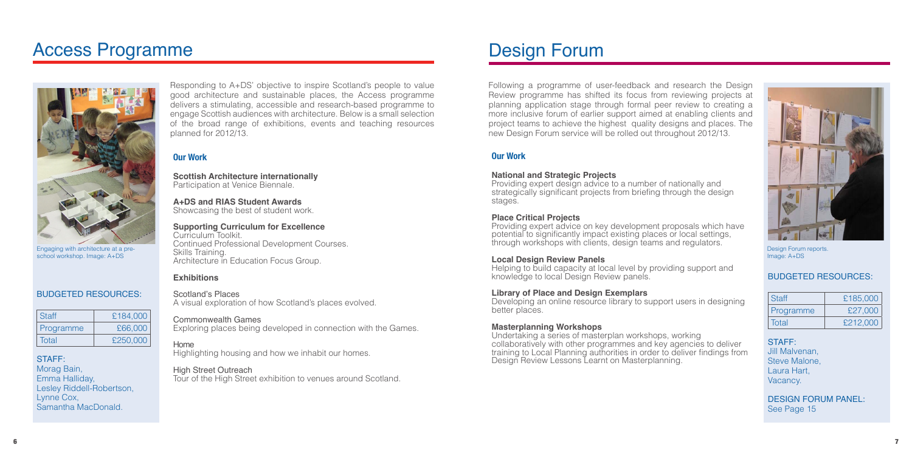# Access Programme

Engaging with architecture at a pre-school workshop. Image: A+DS

### BUDGETED RESOURCES:

| Staff | £184,000 |
|---|---|
| Programme | £66,000 |
| Total | £250,000 |

**STAFF:**
Morag Bain,
Emma Halliday,
Lesley Riddell-Robertson,
Lynne Cox,
Samantha MacDonald.

Responding to A+DS' objective to inspire Scotland's people to value good architecture and sustainable places, the Access programme delivers a stimulating, accessible and research-based programme to engage Scottish audiences with architecture. Below is a small selection of the broad range of exhibitions, events and teaching resources planned for 2012/13.

## Our Work

**Scottish Architecture internationally**
Participation at Venice Biennale.

**A+DS and RIAS Student Awards**
Showcasing the best of student work.

**Supporting Curriculum for Excellence**
Curriculum Toolkit.
Continued Professional Development Courses.
Skills Training.
Architecture in Education Focus Group.

### Exhibitions

Scotland's Places
A visual exploration of how Scotland's places evolved.

Commonwealth Games
Exploring places being developed in connection with the Games.

Home
Highlighting housing and how we inhabit our homes.

High Street Outreach
Tour of the High Street exhibition to venues around Scotland.

# Design Forum

Following a programme of user-feedback and research the Design Review programme has shifted its focus from reviewing projects at planning application stage through formal peer review to creating a more inclusive forum of earlier support aimed at enabling clients and project teams to achieve the highest quality designs and places. The new Design Forum service will be rolled out throughout 2012/13.

## Our Work

**National and Strategic Projects**
Providing expert design advice to a number of nationally and strategically significant projects from briefing through the design stages.

**Place Critical Projects**
Providing expert advice on key development proposals which have potential to significantly impact existing places or local settings, through workshops with clients, design teams and regulators.

**Local Design Review Panels**
Helping to build capacity at local level by providing support and knowledge to local Design Review panels.

**Library of Place and Design Exemplars**
Developing an online resource library to support users in designing better places.

**Masterplanning Workshops**
Undertaking a series of masterplan workshops, working collaboratively with other programmes and key agencies to deliver training to Local Planning authorities in order to deliver findings from Design Review Lessons Learnt on Masterplanning.

Design Forum reports. Image: A+DS

### BUDGETED RESOURCES:

| Staff | £185,000 |
|---|---|
| Programme | £27,000 |
| Total | £212,000 |

**STAFF:**
Jill Malvenan,
Steve Malone,
Laura Hart,
Vacancy.

**DESIGN FORUM PANEL:**
See Page 15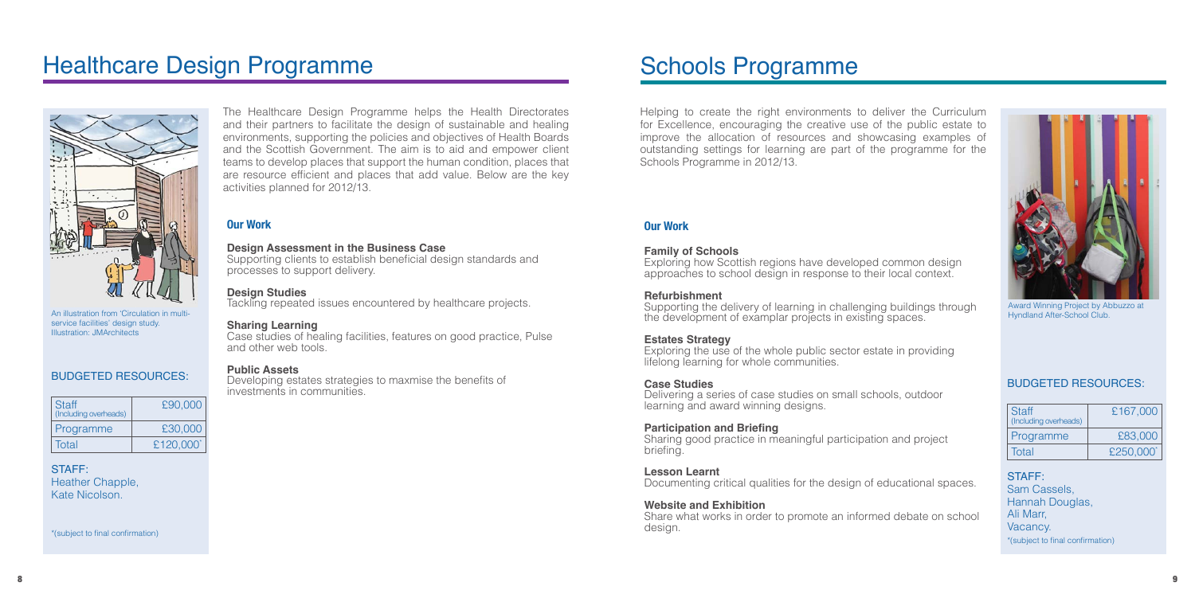# Healthcare Design Programme

The Healthcare Design Programme helps the Health Directorates and their partners to facilitate the design of sustainable and healing environments, supporting the policies and objectives of Health Boards and the Scottish Government. The aim is to aid and empower client teams to develop places that support the human condition, places that are resource efficient and places that add value. Below are the key activities planned for 2012/13.

An illustration from 'Circulation in multi-service facilities' design study. Illustration: JMArchitects

### Our Work

**Design Assessment in the Business Case**
Supporting clients to establish beneficial design standards and processes to support delivery.

**Design Studies**
Tackling repeated issues encountered by healthcare projects.

**Sharing Learning**
Case studies of healing facilities, features on good practice, Pulse and other web tools.

**Public Assets**
Developing estates strategies to maxmise the benefits of investments in communities.

### BUDGETED RESOURCES:

| | |
|---|---|
| Staff (Including overheads) | £90,000 |
| Programme | £30,000 |
| Total | £120,000* |

STAFF:
Heather Chapple,
Kate Nicolson.

*(subject to final confirmation)

# Schools Programme

Helping to create the right environments to deliver the Curriculum for Excellence, encouraging the creative use of the public estate to improve the allocation of resources and showcasing examples of outstanding settings for learning are part of the programme for the Schools Programme in 2012/13.

Award Winning Project by Abbuzzo at Hyndland After-School Club.

### Our Work

**Family of Schools**
Exploring how Scottish regions have developed common design approaches to school design in response to their local context.

**Refurbishment**
Supporting the delivery of learning in challenging buildings through the development of examplar projects in existing spaces.

**Estates Strategy**
Exploring the use of the whole public sector estate in providing lifelong learning for whole communities.

**Case Studies**
Delivering a series of case studies on small schools, outdoor learning and award winning designs.

**Participation and Briefing**
Sharing good practice in meaningful participation and project briefing.

**Lesson Learnt**
Documenting critical qualities for the design of educational spaces.

**Website and Exhibition**
Share what works in order to promote an informed debate on school design.

### BUDGETED RESOURCES:

| | |
|---|---|
| Staff (Including overheads) | £167,000 |
| Programme | £83,000 |
| Total | £250,000* |

STAFF:
Sam Cassels,
Hannah Douglas,
Ali Marr,
Vacancy.

*(subject to final confirmation)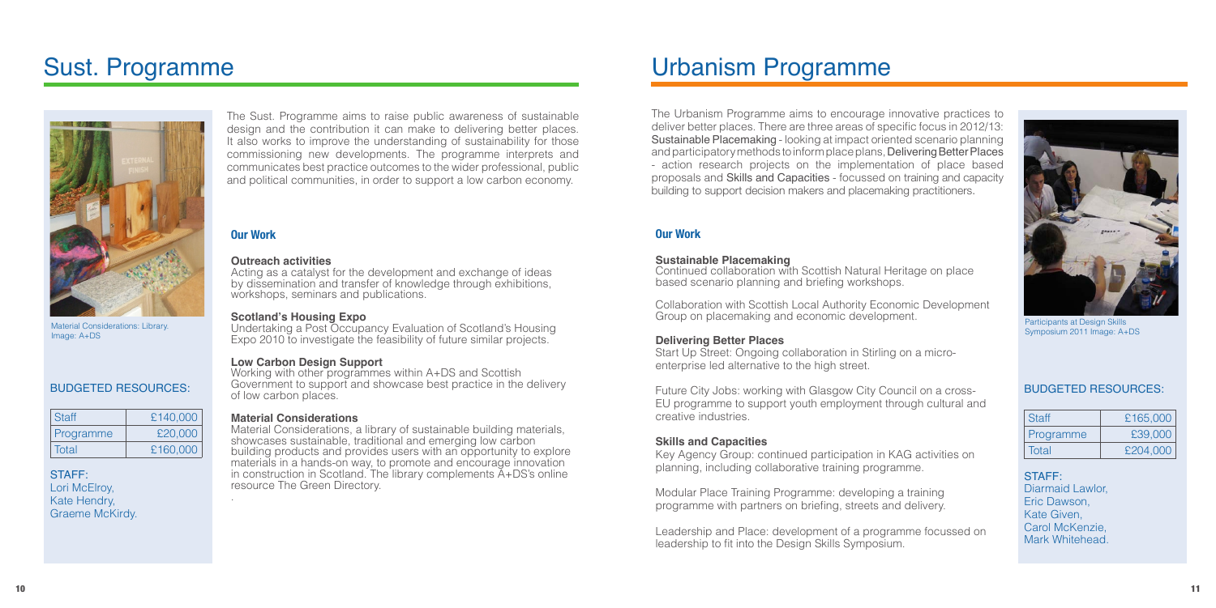# Sust. Programme

Material Considerations: Library. Image: A+DS

### BUDGETED RESOURCES:

| Staff | £140,000 |
|---|---|
| Programme | £20,000 |
| Total | £160,000 |

STAFF:
Lori McElroy,
Kate Hendry,
Graeme McKirdy.

The Sust. Programme aims to raise public awareness of sustainable design and the contribution it can make to delivering better places. It also works to improve the understanding of sustainability for those commissioning new developments. The programme interprets and communicates best practice outcomes to the wider professional, public and political communities, in order to support a low carbon economy.

## Our Work

**Outreach activities**
Acting as a catalyst for the development and exchange of ideas by dissemination and transfer of knowledge through exhibitions, workshops, seminars and publications.

**Scotland's Housing Expo**
Undertaking a Post Occupancy Evaluation of Scotland's Housing Expo 2010 to investigate the feasibility of future similar projects.

**Low Carbon Design Support**
Working with other programmes within A+DS and Scottish Government to support and showcase best practice in the delivery of low carbon places.

**Material Considerations**
Material Considerations, a library of sustainable building materials, showcases sustainable, traditional and emerging low carbon building products and provides users with an opportunity to explore materials in a hands-on way, to promote and encourage innovation in construction in Scotland. The library complements A+DS's online resource The Green Directory.

# Urbanism Programme

The Urbanism Programme aims to encourage innovative practices to deliver better places. There are three areas of specific focus in 2012/13: Sustainable Placemaking - looking at impact oriented scenario planning and participatory methods to inform place plans, Delivering Better Places - action research projects on the implementation of place based proposals and Skills and Capacities - focussed on training and capacity building to support decision makers and placemaking practitioners.

## Our Work

**Sustainable Placemaking**
Continued collaboration with Scottish Natural Heritage on place based scenario planning and briefing workshops.

Collaboration with Scottish Local Authority Economic Development Group on placemaking and economic development.

**Delivering Better Places**
Start Up Street: Ongoing collaboration in Stirling on a micro-enterprise led alternative to the high street.

Future City Jobs: working with Glasgow City Council on a cross-EU programme to support youth employment through cultural and creative industries.

**Skills and Capacities**
Key Agency Group: continued participation in KAG activities on planning, including collaborative training programme.

Modular Place Training Programme: developing a training programme with partners on briefing, streets and delivery.

Leadership and Place: development of a programme focussed on leadership to fit into the Design Skills Symposium.

Participants at Design Skills Symposium 2011 Image: A+DS

### BUDGETED RESOURCES:

| Staff | £165,000 |
|---|---|
| Programme | £39,000 |
| Total | £204,000 |

STAFF:
Diarmaid Lawlor,
Eric Dawson,
Kate Given,
Carol McKenzie,
Mark Whitehead.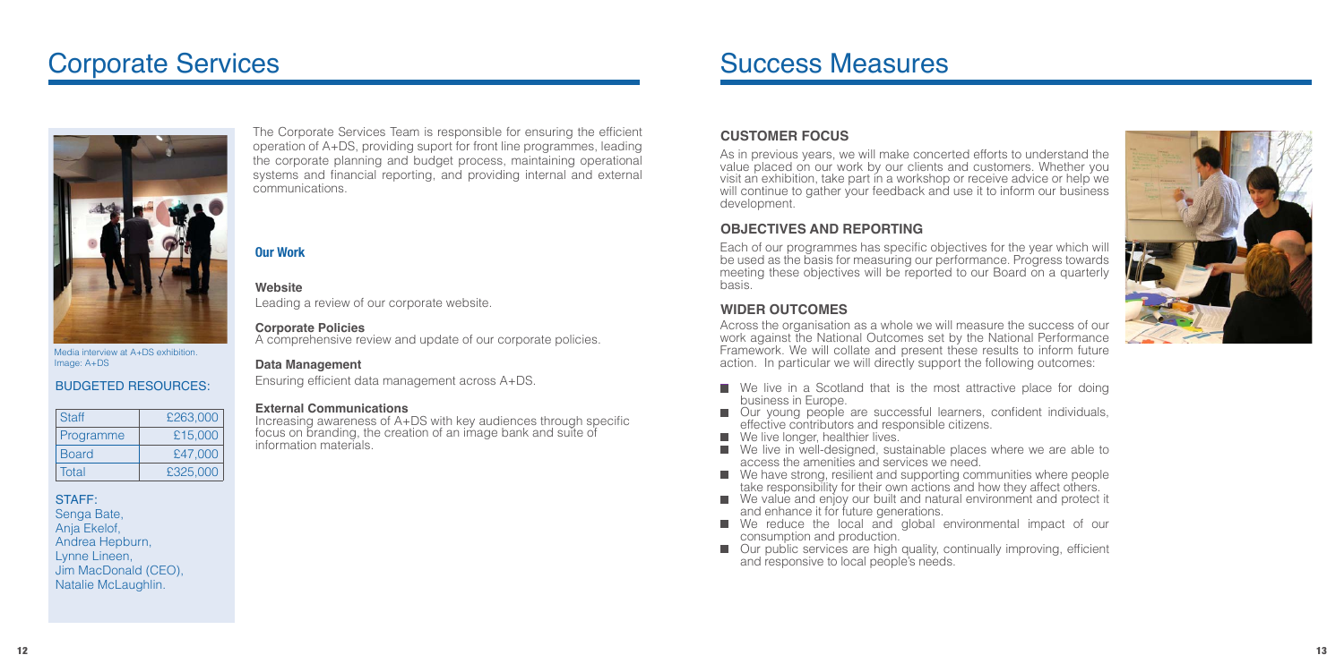# Corporate Services

Media interview at A+DS exhibition. Image: A+DS

## BUDGETED RESOURCES:

| Staff | £263,000 |
|---|---|
| Programme | £15,000 |
| Board | £47,000 |
| Total | £325,000 |

STAFF:
Senga Bate,
Anja Ekelof,
Andrea Hepburn,
Lynne Lineen,
Jim MacDonald (CEO),
Natalie McLaughlin.

The Corporate Services Team is responsible for ensuring the efficient operation of A+DS, providing suport for front line programmes, leading the corporate planning and budget process, maintaining operational systems and financial reporting, and providing internal and external communications.

### Our Work

**Website**
Leading a review of our corporate website.

**Corporate Policies**
A comprehensive review and update of our corporate policies.

**Data Management**
Ensuring efficient data management across A+DS.

**External Communications**
Increasing awareness of A+DS with key audiences through specific focus on branding, the creation of an image bank and suite of information materials.

# Success Measures

## CUSTOMER FOCUS

As in previous years, we will make concerted efforts to understand the value placed on our work by our clients and customers. Whether you visit an exhibition, take part in a workshop or receive advice or help we will continue to gather your feedback and use it to inform our business development.

## OBJECTIVES AND REPORTING

Each of our programmes has specific objectives for the year which will be used as the basis for measuring our performance. Progress towards meeting these objectives will be reported to our Board on a quarterly basis.

## WIDER OUTCOMES

Across the organisation as a whole we will measure the success of our work against the National Outcomes set by the National Performance Framework. We will collate and present these results to inform future action. In particular we will directly support the following outcomes:

- We live in a Scotland that is the most attractive place for doing business in Europe.
- Our young people are successful learners, confident individuals, effective contributors and responsible citizens.
- We live longer, healthier lives.
- We live in well-designed, sustainable places where we are able to access the amenities and services we need.
- We have strong, resilient and supporting communities where people take responsibility for their own actions and how they affect others.
- We value and enjoy our built and natural environment and protect it and enhance it for future generations.
- We reduce the local and global environmental impact of our consumption and production.
- Our public services are high quality, continually improving, efficient and responsive to local people's needs.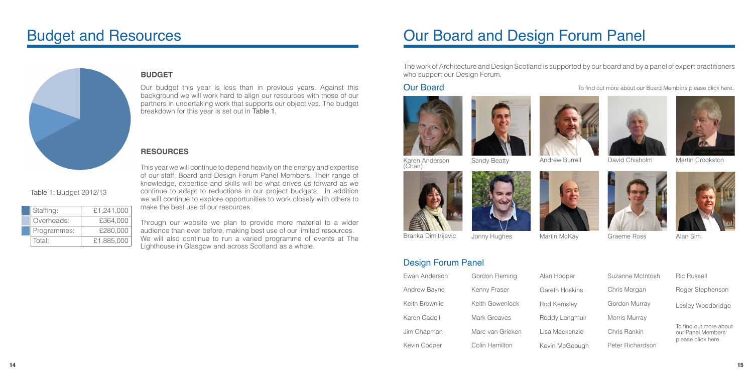# Budget and Resources

### BUDGET

Our budget this year is less than in previous years. Against this background we will work hard to align our resources with those of our partners in undertaking work that supports our objectives. The budget breakdown for this year is set out in Table 1.

Table 1: Budget 2012/13

| Item | Amount |
|---|---|
| Staffing: | £1,241,000 |
| Overheads: | £364,000 |
| Programmes: | £280,000 |
| Total: | £1,885,000 |

### RESOURCES

This year we will continue to depend heavily on the energy and expertise of our staff, Board and Design Forum Panel Members. Their range of knowledge, expertise and skills will be what drives us forward as we continue to adapt to reductions in our project budgets. In addition we will continue to explore opportunities to work closely with others to make the best use of our resources.

Through our website we plan to provide more material to a wider audience than ever before, making best use of our limited resources. We will also continue to run a varied programme of events at The Lighthouse in Glasgow and across Scotland as a whole.

# Our Board and Design Forum Panel

The work of Architecture and Design Scotland is supported by our board and by a panel of expert practitioners who support our Design Forum.

## Our Board

To find out more about our Board Members please click here.

- Karen Anderson (Chair)
- Sandy Beatty
- Andrew Burrell
- David Chisholm
- Martin Crookston
- Branka Dimitrijevic
- Jonny Hughes
- Martin McKay
- Graeme Ross
- Alan Sim

## Design Forum Panel

- Ewan Anderson
- Andrew Bayne
- Keith Brownlie
- Karen Cadell
- Jim Chapman
- Kevin Cooper
- Gordon Fleming
- Kenny Fraser
- Keith Gowenlock
- Mark Greaves
- Marc van Grieken
- Colin Hamilton
- Alan Hooper
- Gareth Hoskins
- Rod Kemsley
- Roddy Langmuir
- Lisa Mackenzie
- Kevin McGeough
- Suzanne McIntosh
- Chris Morgan
- Gordon Murray
- Morris Murray
- Chris Rankin
- Peter Richardson
- Ric Russell
- Roger Stephenson
- Lesley Woodbridge

To find out more about our Panel Members please click here.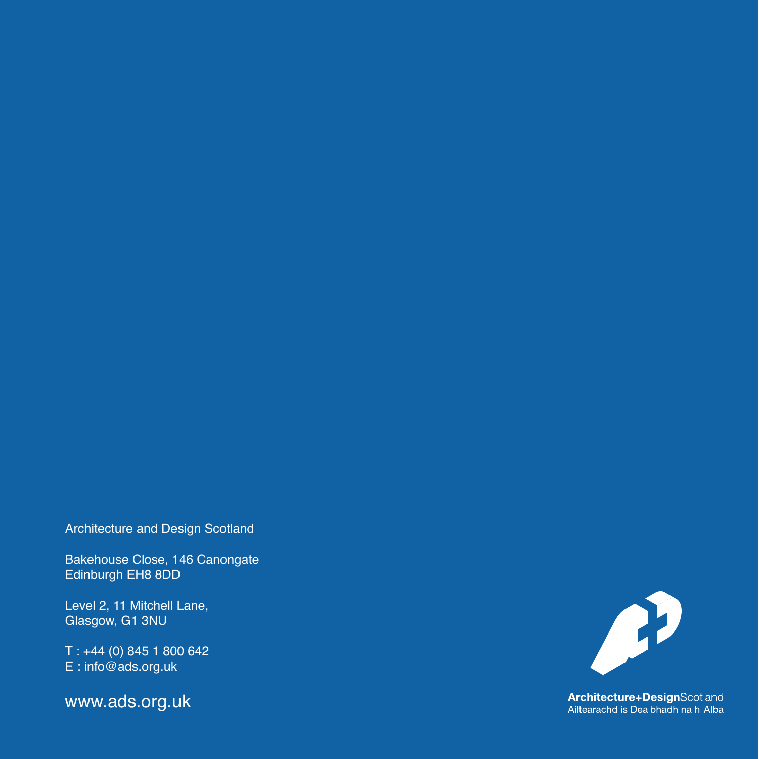Architecture and Design Scotland

Bakehouse Close, 146 Canongate
Edinburgh EH8 8DD

Level 2, 11 Mitchell Lane,
Glasgow, G1 3NU

T : +44 (0) 845 1 800 642
E : info@ads.org.uk

www.ads.org.uk

**Architecture+Design**Scotland
Ailtearachd is Dealbhadh na h-Alba